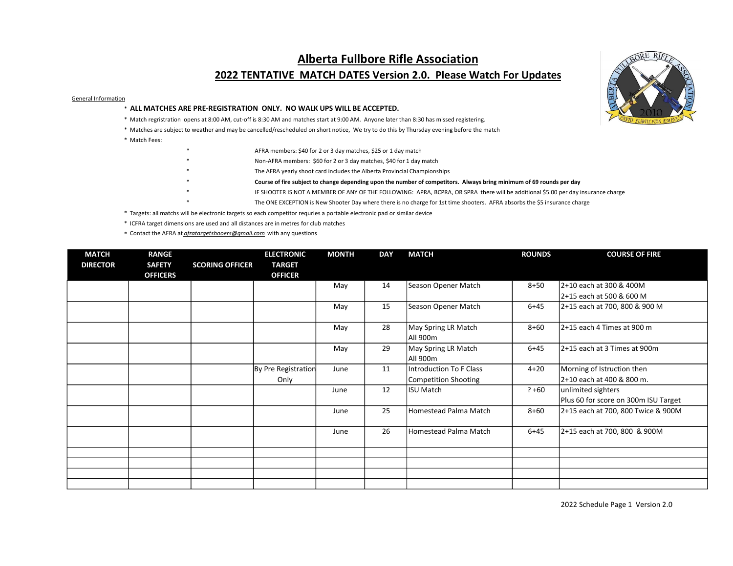# Alberta Fullbore Rifle Association

## 2022 TENTATIVE MATCH DATES Version 2.0. Please Watch For Updates

General Information

* **ALL MATCHES ARE PRE-REGISTRATION ONLY. NO WALK UPS WILL BE ACCEPTED.**
* Match regristration opens at 8:00 AM, cut-off is 8:30 AM and matches start at 9:00 AM. Anyone later than 8:30 has missed registering.
* Matches are subject to weather and may be cancelled/rescheduled on short notice, We try to do this by Thursday evening before the match
* Match Fees:
    * AFRA members: $40 for 2 or 3 day matches, $25 or 1 day match
    * Non-AFRA members: $60 for 2 or 3 day matches, $40 for 1 day match
    * The AFRA yearly shoot card includes the Alberta Provincial Championships
    * **Course of fire subject to change depending upon the number of competitors. Always bring minimum of 69 rounds per day**
    * IF SHOOTER IS NOT A MEMBER OF ANY OF THE FOLLOWING: APRA, BCPRA, OR SPRA there will be additional $5.00 per day insurance charge
    * The ONE EXCEPTION is New Shooter Day where there is no charge for 1st time shooters. AFRA absorbs the $5 insurance charge
* Targets: all matchs will be electronic targets so each competitor requries a portable electronic pad or similar device
* ICFRA target dimensions are used and all distances are in metres for club matches
* Contact the AFRA at afratargetshooers@gmail.com with any questions

| MATCH DIRECTOR | RANGE SAFETY OFFICERS | SCORING OFFICER | ELECTRONIC TARGET OFFICER | MONTH | DAY | MATCH | ROUNDS | COURSE OF FIRE |
|---|---|---|---|---|---|---|---|---|
| | | | | May | 14 | Season Opener Match | 8+50 | 2+10 each at 300 & 400M<br>2+15 each at 500 & 600 M |
| | | | | May | 15 | Season Opener Match | 6+45 | 2+15 each at 700, 800 & 900 M |
| | | | | May | 28 | May Spring LR Match<br>All 900m | 8+60 | 2+15 each 4 Times at 900 m |
| | | | | May | 29 | May Spring LR Match<br>All 900m | 6+45 | 2+15 each at 3 Times at 900m |
| | | | By Pre Registration Only | June | 11 | Introduction To F Class Competition Shooting | 4+20 | Morning of Istruction then<br>2+10 each at 400 & 800 m. |
| | | | | June | 12 | ISU Match | ? +60 | unlimited sighters<br>Plus 60 for score on 300m ISU Target |
| | | | | June | 25 | Homestead Palma Match | 8+60 | 2+15 each at 700, 800 Twice & 900M |
| | | | | June | 26 | Homestead Palma Match | 6+45 | 2+15 each at 700, 800 & 900M |
| | | | | | | | | |
| | | | | | | | | |
| | | | | | | | | |
| | | | | | | | | |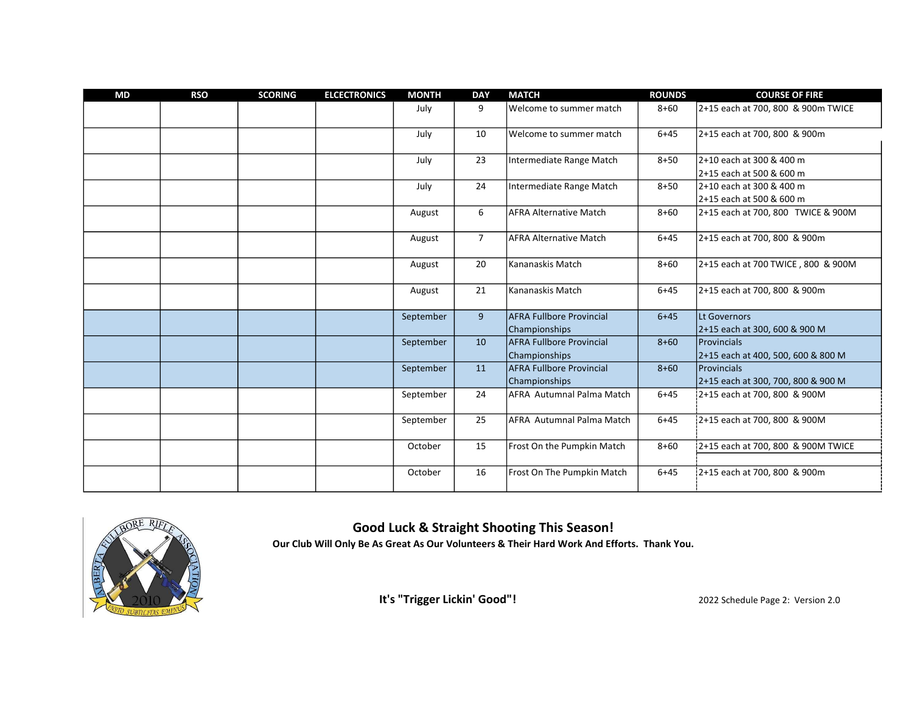| MD | RSO | SCORING | ELCECTRONICS | MONTH | DAY | MATCH | ROUNDS | COURSE OF FIRE |
|---|---|---|---|---|---|---|---|---|
| | | | | July | 9 | Welcome to summer match | 8+60 | 2+15 each at 700, 800 & 900m TWICE |
| | | | | July | 10 | Welcome to summer match | 6+45 | 2+15 each at 700, 800 & 900m |
| | | | | July | 23 | Intermediate Range Match | 8+50 | 2+10 each at 300 & 400 m<br>2+15 each at 500 & 600 m |
| | | | | July | 24 | Intermediate Range Match | 8+50 | 2+10 each at 300 & 400 m<br>2+15 each at 500 & 600 m |
| | | | | August | 6 | AFRA Alternative Match | 8+60 | 2+15 each at 700, 800 TWICE & 900M |
| | | | | August | 7 | AFRA Alternative Match | 6+45 | 2+15 each at 700, 800 & 900m |
| | | | | August | 20 | Kananaskis Match | 8+60 | 2+15 each at 700 TWICE , 800 & 900M |
| | | | | August | 21 | Kananaskis Match | 6+45 | 2+15 each at 700, 800 & 900m |
| | | | | September | 9 | AFRA Fullbore Provincial Championships | 6+45 | Lt Governors<br>2+15 each at 300, 600 & 900 M |
| | | | | September | 10 | AFRA Fullbore Provincial Championships | 8+60 | Provincials<br>2+15 each at 400, 500, 600 & 800 M |
| | | | | September | 11 | AFRA Fullbore Provincial Championships | 8+60 | Provincials<br>2+15 each at 300, 700, 800 & 900 M |
| | | | | September | 24 | AFRA Autumnal Palma Match | 6+45 | 2+15 each at 700, 800 & 900M |
| | | | | September | 25 | AFRA Autumnal Palma Match | 6+45 | 2+15 each at 700, 800 & 900M |
| | | | | October | 15 | Frost On the Pumpkin Match | 8+60 | 2+15 each at 700, 800 & 900M TWICE |
| | | | | October | 16 | Frost On The Pumpkin Match | 6+45 | 2+15 each at 700, 800 & 900m |

**Good Luck & Straight Shooting This Season!**

**Our Club Will Only Be As Great As Our Volunteers & Their Hard Work And Efforts. Thank You.**

**It's "Trigger Lickin' Good"!**

2022 Schedule Page 2: Version 2.0